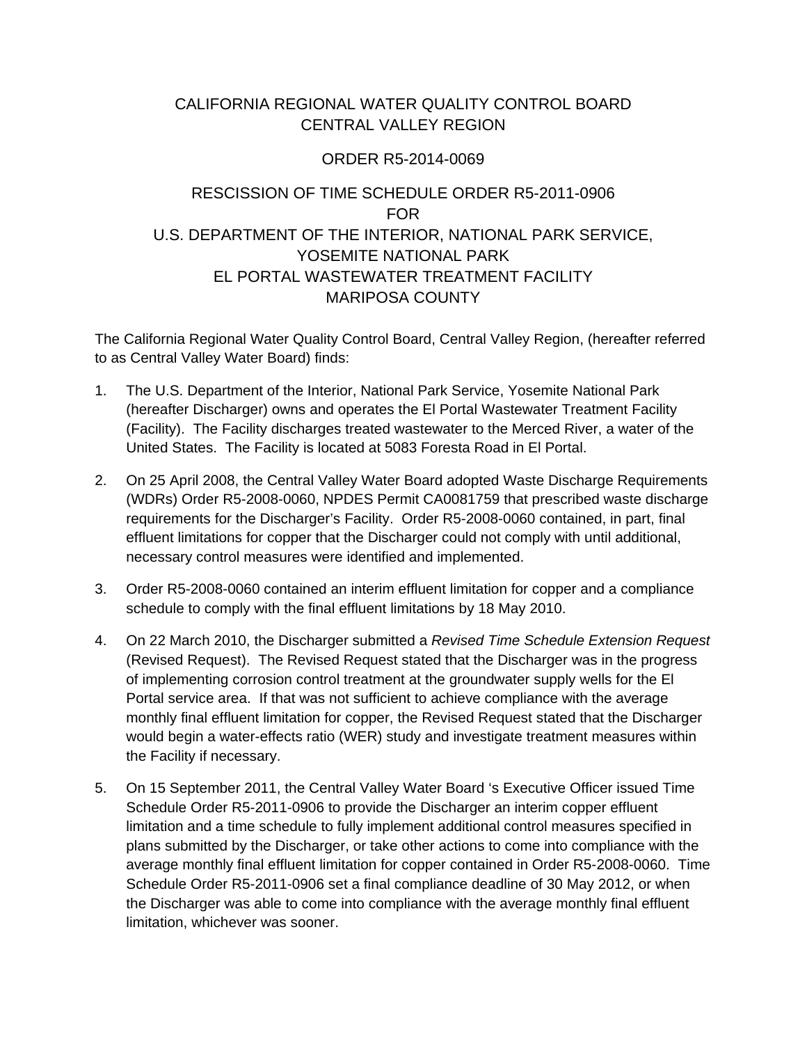# CALIFORNIA REGIONAL WATER QUALITY CONTROL BOARD
# CENTRAL VALLEY REGION

## ORDER R5-2014-0069

## RESCISSION OF TIME SCHEDULE ORDER R5-2011-0906
## FOR
## U.S. DEPARTMENT OF THE INTERIOR, NATIONAL PARK SERVICE, YOSEMITE NATIONAL PARK
## EL PORTAL WASTEWATER TREATMENT FACILITY
## MARIPOSA COUNTY

The California Regional Water Quality Control Board, Central Valley Region, (hereafter referred to as Central Valley Water Board) finds:

1. The U.S. Department of the Interior, National Park Service, Yosemite National Park (hereafter Discharger) owns and operates the El Portal Wastewater Treatment Facility (Facility). The Facility discharges treated wastewater to the Merced River, a water of the United States. The Facility is located at 5083 Foresta Road in El Portal.

2. On 25 April 2008, the Central Valley Water Board adopted Waste Discharge Requirements (WDRs) Order R5-2008-0060, NPDES Permit CA0081759 that prescribed waste discharge requirements for the Discharger's Facility. Order R5-2008-0060 contained, in part, final effluent limitations for copper that the Discharger could not comply with until additional, necessary control measures were identified and implemented.

3. Order R5-2008-0060 contained an interim effluent limitation for copper and a compliance schedule to comply with the final effluent limitations by 18 May 2010.

4. On 22 March 2010, the Discharger submitted a *Revised Time Schedule Extension Request* (Revised Request). The Revised Request stated that the Discharger was in the progress of implementing corrosion control treatment at the groundwater supply wells for the El Portal service area. If that was not sufficient to achieve compliance with the average monthly final effluent limitation for copper, the Revised Request stated that the Discharger would begin a water-effects ratio (WER) study and investigate treatment measures within the Facility if necessary.

5. On 15 September 2011, the Central Valley Water Board 's Executive Officer issued Time Schedule Order R5-2011-0906 to provide the Discharger an interim copper effluent limitation and a time schedule to fully implement additional control measures specified in plans submitted by the Discharger, or take other actions to come into compliance with the average monthly final effluent limitation for copper contained in Order R5-2008-0060. Time Schedule Order R5-2011-0906 set a final compliance deadline of 30 May 2012, or when the Discharger was able to come into compliance with the average monthly final effluent limitation, whichever was sooner.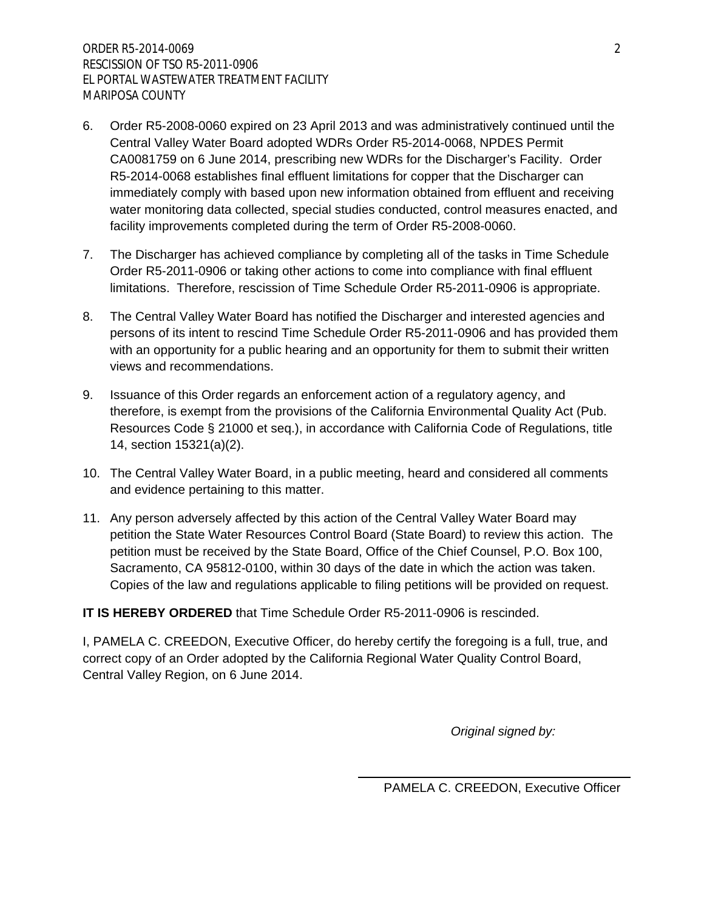6. Order R5-2008-0060 expired on 23 April 2013 and was administratively continued until the Central Valley Water Board adopted WDRs Order R5-2014-0068, NPDES Permit CA0081759 on 6 June 2014, prescribing new WDRs for the Discharger's Facility. Order R5-2014-0068 establishes final effluent limitations for copper that the Discharger can immediately comply with based upon new information obtained from effluent and receiving water monitoring data collected, special studies conducted, control measures enacted, and facility improvements completed during the term of Order R5-2008-0060.

7. The Discharger has achieved compliance by completing all of the tasks in Time Schedule Order R5-2011-0906 or taking other actions to come into compliance with final effluent limitations. Therefore, rescission of Time Schedule Order R5-2011-0906 is appropriate.

8. The Central Valley Water Board has notified the Discharger and interested agencies and persons of its intent to rescind Time Schedule Order R5-2011-0906 and has provided them with an opportunity for a public hearing and an opportunity for them to submit their written views and recommendations.

9. Issuance of this Order regards an enforcement action of a regulatory agency, and therefore, is exempt from the provisions of the California Environmental Quality Act (Pub. Resources Code § 21000 et seq.), in accordance with California Code of Regulations, title 14, section 15321(a)(2).

10. The Central Valley Water Board, in a public meeting, heard and considered all comments and evidence pertaining to this matter.

11. Any person adversely affected by this action of the Central Valley Water Board may petition the State Water Resources Control Board (State Board) to review this action. The petition must be received by the State Board, Office of the Chief Counsel, P.O. Box 100, Sacramento, CA 95812-0100, within 30 days of the date in which the action was taken. Copies of the law and regulations applicable to filing petitions will be provided on request.

**IT IS HEREBY ORDERED** that Time Schedule Order R5-2011-0906 is rescinded.

I, PAMELA C. CREEDON, Executive Officer, do hereby certify the foregoing is a full, true, and correct copy of an Order adopted by the California Regional Water Quality Control Board, Central Valley Region, on 6 June 2014.

*Original signed by:*

PAMELA C. CREEDON, Executive Officer